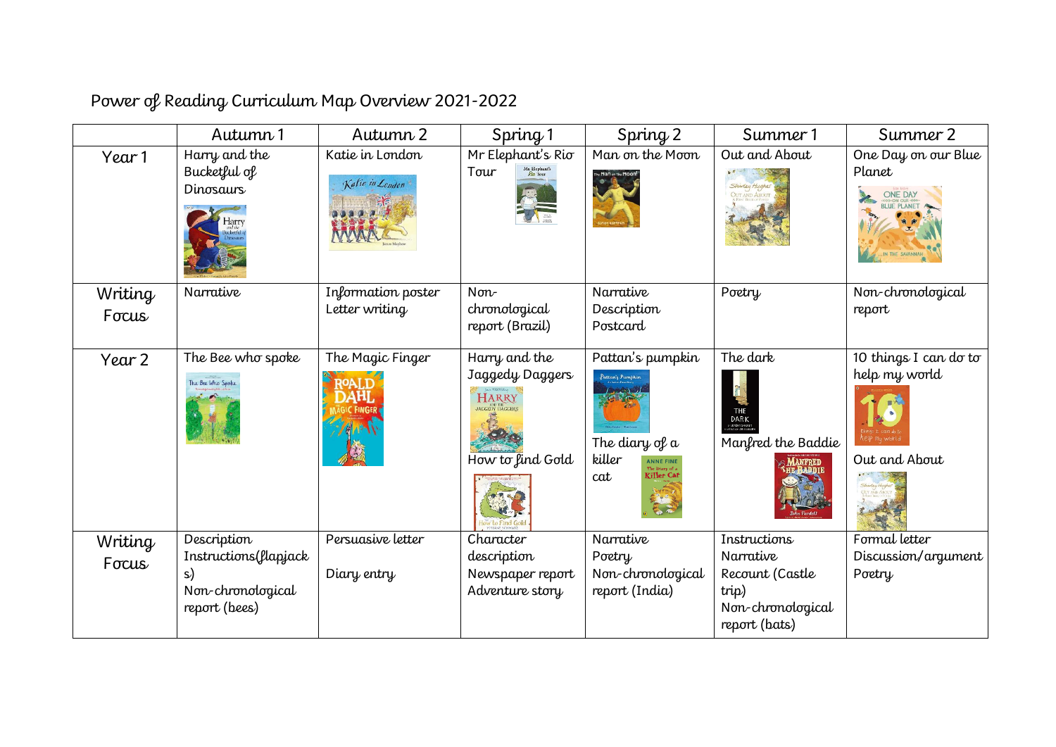# Power of Reading Curriculum Map Overview 2021-2022

| | Autumn 1 | Autumn 2 | Spring 1 | Spring 2 | Summer 1 | Summer 2 |
|---|---|---|---|---|---|---|
| Year 1 | Harry and the Bucketful of Dinosaurs | Katie in London | Mr Elephant's Rio Tour | Man on the Moon | Out and About | One Day on our Blue Planet |
| Writing Focus | Narrative | Information poster<br>Letter writing | Non-chronological report (Brazil) | Narrative<br>Description<br>Postcard | Poetry | Non-chronological report |
| Year 2 | The Bee who spoke | The Magic Finger | Harry and the Jaggedy Daggers<br>How to find Gold | Pattan's pumpkin<br>The diary of a killer cat | The dark<br>Manfred the Baddie | 10 things I can do to help my world<br>Out and About |
| Writing Focus | Description<br>Instructions(flapjacks)<br>Non-chronological report (bees) | Persuasive letter<br>Diary entry | Character description<br>Newspaper report<br>Adventure story | Narrative<br>Poetry<br>Non-chronological report (India) | Instructions<br>Narrative<br>Recount (Castle trip)<br>Non-chronological report (bats) | Formal letter<br>Discussion/argument<br>Poetry |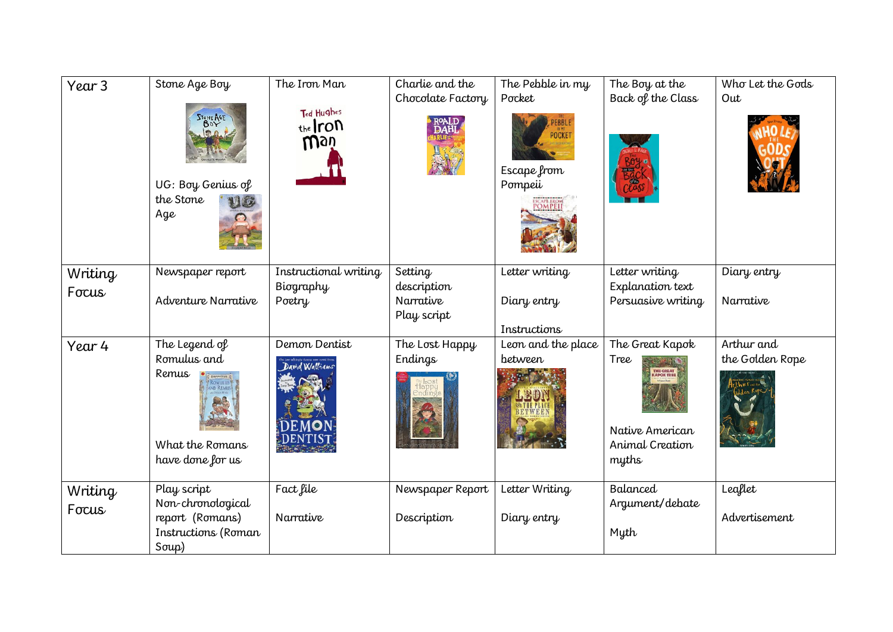| Year 3 | Stone Age Boy<br><br>UG: Boy Genius of the Stone Age | The Iron Man | Charlie and the Chocolate Factory | The Pebble in my Pocket<br><br>Escape from Pompeii | The Boy at the Back of the Class | Who Let the Gods Out |
|---|---|---|---|---|---|---|
| Writing Focus | Newspaper report<br><br>Adventure Narrative | Instructional writing<br>Biography<br>Poetry | Setting description<br>Narrative<br>Play script | Letter writing<br><br>Diary entry<br><br>Instructions | Letter writing<br>Explanation text<br>Persuasive writing | Diary entry<br><br>Narrative |
| Year 4 | The Legend of Romulus and Remus<br><br>What the Romans have done for us | Demon Dentist | The Lost Happy Endings | Leon and the place between | The Great Kapok Tree<br><br>Native American Animal Creation myths | Arthur and the Golden Rope |
| Writing Focus | Play script<br>Non-chronological report (Romans)<br>Instructions (Roman Soup) | Fact file<br><br>Narrative | Newspaper Report<br><br>Description | Letter Writing<br><br>Diary entry | Balanced Argument/debate<br><br>Myth | Leaflet<br><br>Advertisement |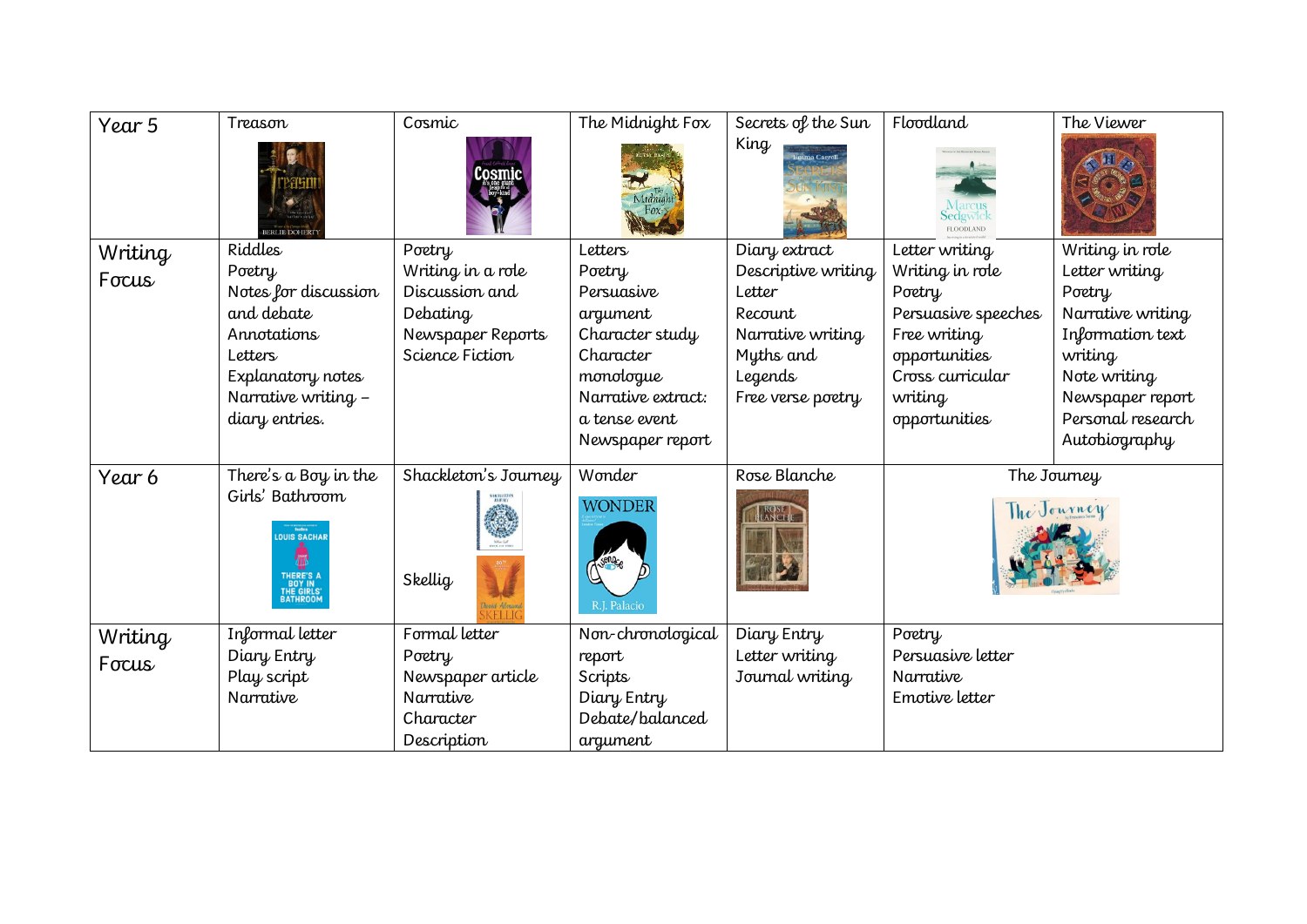| | | | | | | |
|---|---|---|---|---|---|---|
| Year 5 | Treason | Cosmic | The Midnight Fox | Secrets of the Sun King | Floodland | The Viewer |
| Writing Focus | Riddles<br>Poetry<br>Notes for discussion and debate<br>Annotations<br>Letters<br>Explanatory notes<br>Narrative writing – diary entries. | Poetry<br>Writing in a role<br>Discussion and Debating<br>Newspaper Reports<br>Science Fiction | Letters<br>Poetry<br>Persuasive argument<br>Character study<br>Character monologue<br>Narrative extract: a tense event<br>Newspaper report | Diary extract<br>Descriptive writing<br>Letter<br>Recount<br>Narrative writing<br>Myths and Legends<br>Free verse poetry | Letter writing<br>Writing in role<br>Poetry<br>Persuasive speeches<br>Free writing opportunities<br>Cross curricular writing opportunities | Writing in role<br>Letter writing<br>Poetry<br>Narrative writing<br>Information text writing<br>Note writing<br>Newspaper report<br>Personal research<br>Autobiography |
| Year 6 | There's a Boy in the Girls' Bathroom | Shackleton's Journey<br>Skellig | Wonder | Rose Blanche | The Journey | |
| Writing Focus | Informal letter<br>Diary Entry<br>Play script<br>Narrative | Formal letter<br>Poetry<br>Newspaper article<br>Narrative<br>Character Description | Non-chronological report<br>Scripts<br>Diary Entry<br>Debate/balanced argument | Diary Entry<br>Letter writing<br>Journal writing | Poetry<br>Persuasive letter<br>Narrative<br>Emotive letter | |